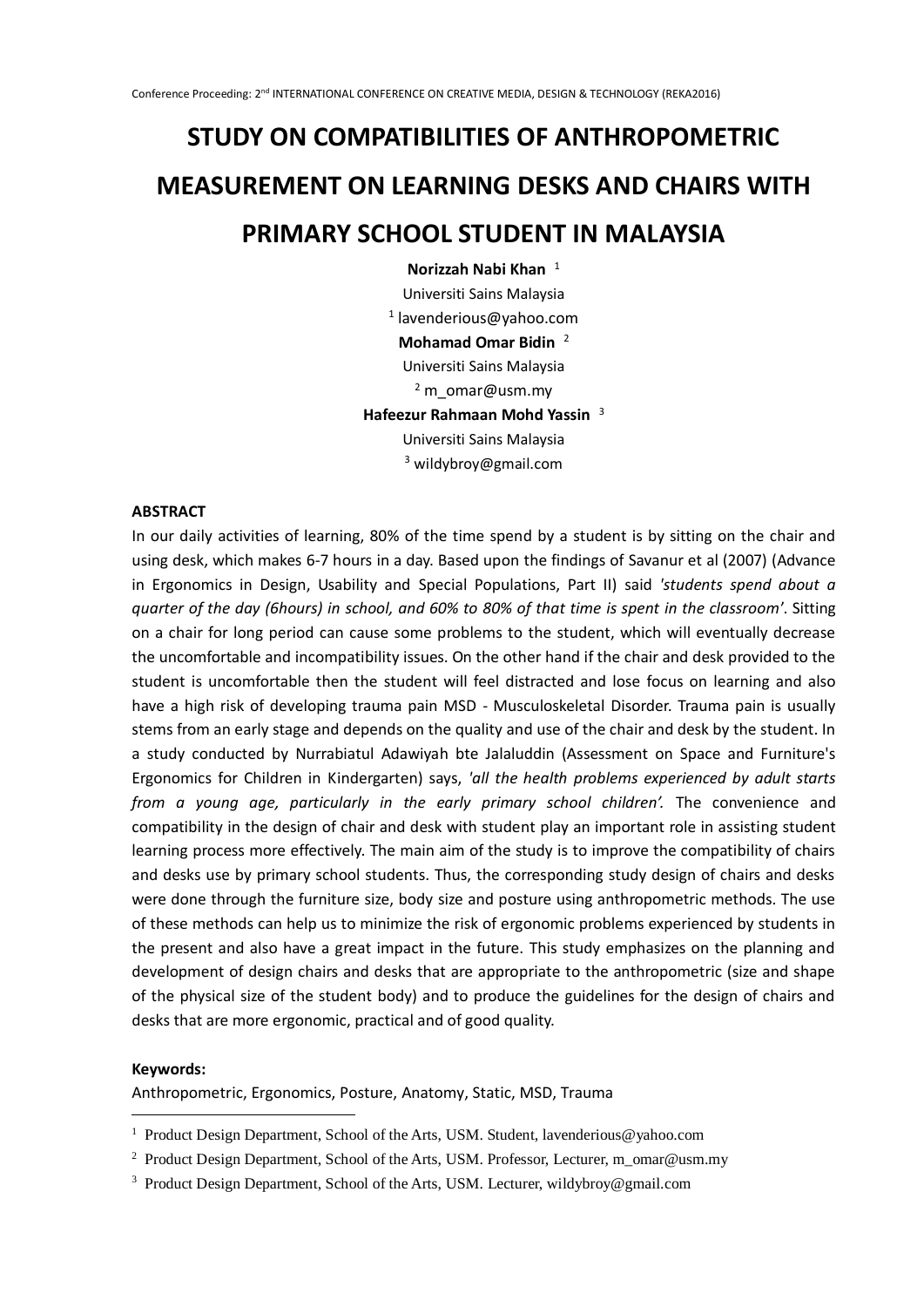# STUDY ON COMPATIBILITIES OF ANTHROPOMETRIC MEASUREMENT ON LEARNING DESKS AND CHAIRS WITH PRIMARY SCHOOL STUDENT IN MALAYSIA

**Norizzah Nabi Khan** [1]
Universiti Sains Malaysia
[1] lavenderious@yahoo.com

**Mohamad Omar Bidin** [2]
Universiti Sains Malaysia
[2] m_omar@usm.my

**Hafeezur Rahmaan Mohd Yassin** [3]
Universiti Sains Malaysia
[3] wildybroy@gmail.com

## ABSTRACT

In our daily activities of learning, 80% of the time spend by a student is by sitting on the chair and using desk, which makes 6-7 hours in a day. Based upon the findings of Savanur et al (2007) (Advance in Ergonomics in Design, Usability and Special Populations, Part II) said *'students spend about a quarter of the day (6hours) in school, and 60% to 80% of that time is spent in the classroom'*. Sitting on a chair for long period can cause some problems to the student, which will eventually decrease the uncomfortable and incompatibility issues. On the other hand if the chair and desk provided to the student is uncomfortable then the student will feel distracted and lose focus on learning and also have a high risk of developing trauma pain MSD - Musculoskeletal Disorder. Trauma pain is usually stems from an early stage and depends on the quality and use of the chair and desk by the student. In a study conducted by Nurrabiatul Adawiyah bte Jalaluddin (Assessment on Space and Furniture's Ergonomics for Children in Kindergarten) says, *'all the health problems experienced by adult starts from a young age, particularly in the early primary school children'.* The convenience and compatibility in the design of chair and desk with student play an important role in assisting student learning process more effectively. The main aim of the study is to improve the compatibility of chairs and desks use by primary school students. Thus, the corresponding study design of chairs and desks were done through the furniture size, body size and posture using anthropometric methods. The use of these methods can help us to minimize the risk of ergonomic problems experienced by students in the present and also have a great impact in the future. This study emphasizes on the planning and development of design chairs and desks that are appropriate to the anthropometric (size and shape of the physical size of the student body) and to produce the guidelines for the design of chairs and desks that are more ergonomic, practical and of good quality.

**Keywords:**
Anthropometric, Ergonomics, Posture, Anatomy, Static, MSD, Trauma

---

[1] Product Design Department, School of the Arts, USM. Student, lavenderious@yahoo.com

[2] Product Design Department, School of the Arts, USM. Professor, Lecturer, m_omar@usm.my

[3] Product Design Department, School of the Arts, USM. Lecturer, wildybroy@gmail.com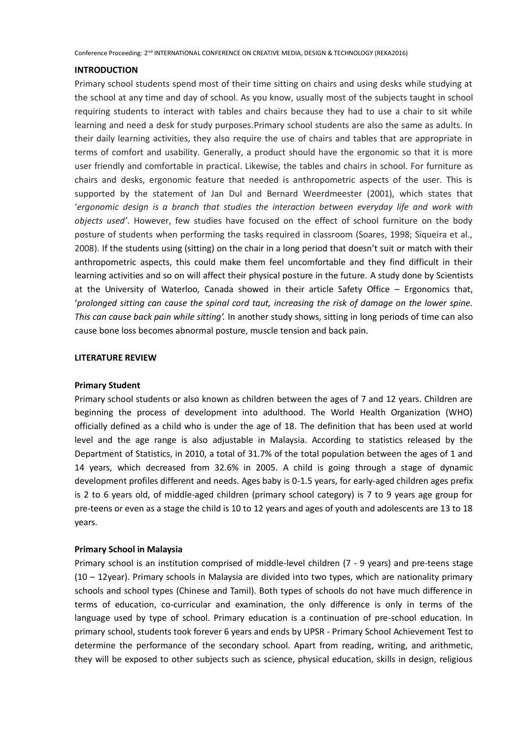## INTRODUCTION

Primary school students spend most of their time sitting on chairs and using desks while studying at the school at any time and day of school. As you know, usually most of the subjects taught in school requiring students to interact with tables and chairs because they had to use a chair to sit while learning and need a desk for study purposes.Primary school students are also the same as adults. In their daily learning activities, they also require the use of chairs and tables that are appropriate in terms of comfort and usability. Generally, a product should have the ergonomic so that it is more user friendly and comfortable in practical. Likewise, the tables and chairs in school. For furniture as chairs and desks, ergonomic feature that needed is anthropometric aspects of the user. This is supported by the statement of Jan Dul and Bernard Weerdmeester (2001), which states that '*ergonomic design is a branch that studies the interaction between everyday life and work with objects used'*. However, few studies have focused on the effect of school furniture on the body posture of students when performing the tasks required in classroom (Soares, 1998; Siqueira et al., 2008). If the students using (sitting) on the chair in a long period that doesn't suit or match with their anthropometric aspects, this could make them feel uncomfortable and they find difficult in their learning activities and so on will affect their physical posture in the future. A study done by Scientists at the University of Waterloo, Canada showed in their article Safety Office – Ergonomics that, '*prolonged sitting can cause the spinal cord taut, increasing the risk of damage on the lower spine. This can cause back pain while sitting'.* In another study shows, sitting in long periods of time can also cause bone loss becomes abnormal posture, muscle tension and back pain.

## LITERATURE REVIEW

### Primary Student

Primary school students or also known as children between the ages of 7 and 12 years. Children are beginning the process of development into adulthood. The World Health Organization (WHO) officially defined as a child who is under the age of 18. The definition that has been used at world level and the age range is also adjustable in Malaysia. According to statistics released by the Department of Statistics, in 2010, a total of 31.7% of the total population between the ages of 1 and 14 years, which decreased from 32.6% in 2005. A child is going through a stage of dynamic development profiles different and needs. Ages baby is 0-1.5 years, for early-aged children ages prefix is 2 to 6 years old, of middle-aged children (primary school category) is 7 to 9 years age group for pre-teens or even as a stage the child is 10 to 12 years and ages of youth and adolescents are 13 to 18 years.

### Primary School in Malaysia

Primary school is an institution comprised of middle-level children (7 - 9 years) and pre-teens stage (10 – 12year). Primary schools in Malaysia are divided into two types, which are nationality primary schools and school types (Chinese and Tamil). Both types of schools do not have much difference in terms of education, co-curricular and examination, the only difference is only in terms of the language used by type of school. Primary education is a continuation of pre-school education. In primary school, students took forever 6 years and ends by UPSR - Primary School Achievement Test to determine the performance of the secondary school. Apart from reading, writing, and arithmetic, they will be exposed to other subjects such as science, physical education, skills in design, religious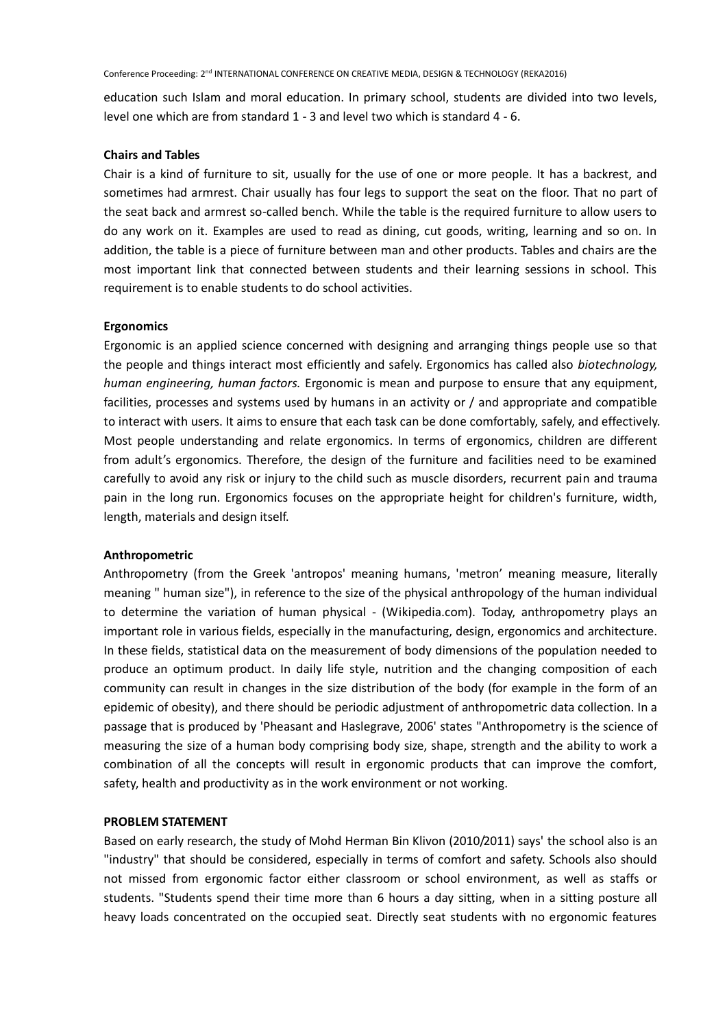education such Islam and moral education. In primary school, students are divided into two levels, level one which are from standard 1 - 3 and level two which is standard 4 - 6.

**Chairs and Tables**

Chair is a kind of furniture to sit, usually for the use of one or more people. It has a backrest, and sometimes had armrest. Chair usually has four legs to support the seat on the floor. That no part of the seat back and armrest so-called bench. While the table is the required furniture to allow users to do any work on it. Examples are used to read as dining, cut goods, writing, learning and so on. In addition, the table is a piece of furniture between man and other products. Tables and chairs are the most important link that connected between students and their learning sessions in school. This requirement is to enable students to do school activities.

**Ergonomics**

Ergonomic is an applied science concerned with designing and arranging things people use so that the people and things interact most efficiently and safely. Ergonomics has called also *biotechnology, human engineering, human factors.* Ergonomic is mean and purpose to ensure that any equipment, facilities, processes and systems used by humans in an activity or / and appropriate and compatible to interact with users. It aims to ensure that each task can be done comfortably, safely, and effectively. Most people understanding and relate ergonomics. In terms of ergonomics, children are different from adult's ergonomics. Therefore, the design of the furniture and facilities need to be examined carefully to avoid any risk or injury to the child such as muscle disorders, recurrent pain and trauma pain in the long run. Ergonomics focuses on the appropriate height for children's furniture, width, length, materials and design itself.

**Anthropometric**

Anthropometry (from the Greek 'antropos' meaning humans, 'metron' meaning measure, literally meaning " human size"), in reference to the size of the physical anthropology of the human individual to determine the variation of human physical - (Wikipedia.com). Today, anthropometry plays an important role in various fields, especially in the manufacturing, design, ergonomics and architecture. In these fields, statistical data on the measurement of body dimensions of the population needed to produce an optimum product. In daily life style, nutrition and the changing composition of each community can result in changes in the size distribution of the body (for example in the form of an epidemic of obesity), and there should be periodic adjustment of anthropometric data collection. In a passage that is produced by 'Pheasant and Haslegrave, 2006' states "Anthropometry is the science of measuring the size of a human body comprising body size, shape, strength and the ability to work a combination of all the concepts will result in ergonomic products that can improve the comfort, safety, health and productivity as in the work environment or not working.

**PROBLEM STATEMENT**

Based on early research, the study of Mohd Herman Bin Klivon (2010/2011) says' the school also is an "industry" that should be considered, especially in terms of comfort and safety. Schools also should not missed from ergonomic factor either classroom or school environment, as well as staffs or students. "Students spend their time more than 6 hours a day sitting, when in a sitting posture all heavy loads concentrated on the occupied seat. Directly seat students with no ergonomic features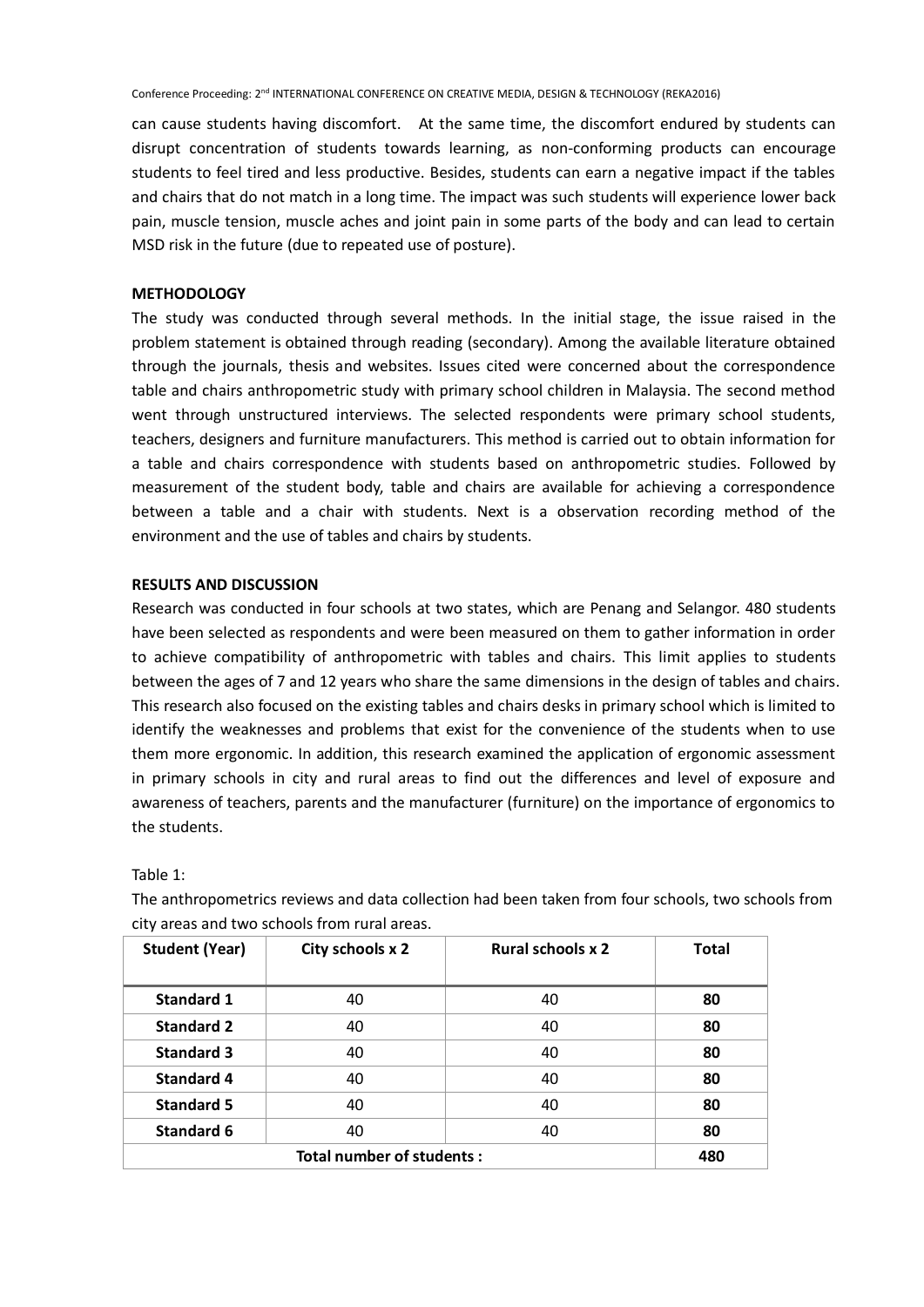can cause students having discomfort. At the same time, the discomfort endured by students can disrupt concentration of students towards learning, as non-conforming products can encourage students to feel tired and less productive. Besides, students can earn a negative impact if the tables and chairs that do not match in a long time. The impact was such students will experience lower back pain, muscle tension, muscle aches and joint pain in some parts of the body and can lead to certain MSD risk in the future (due to repeated use of posture).

## METHODOLOGY

The study was conducted through several methods. In the initial stage, the issue raised in the problem statement is obtained through reading (secondary). Among the available literature obtained through the journals, thesis and websites. Issues cited were concerned about the correspondence table and chairs anthropometric study with primary school children in Malaysia. The second method went through unstructured interviews. The selected respondents were primary school students, teachers, designers and furniture manufacturers. This method is carried out to obtain information for a table and chairs correspondence with students based on anthropometric studies. Followed by measurement of the student body, table and chairs are available for achieving a correspondence between a table and a chair with students. Next is a observation recording method of the environment and the use of tables and chairs by students.

## RESULTS AND DISCUSSION

Research was conducted in four schools at two states, which are Penang and Selangor. 480 students have been selected as respondents and were been measured on them to gather information in order to achieve compatibility of anthropometric with tables and chairs. This limit applies to students between the ages of 7 and 12 years who share the same dimensions in the design of tables and chairs. This research also focused on the existing tables and chairs desks in primary school which is limited to identify the weaknesses and problems that exist for the convenience of the students when to use them more ergonomic. In addition, this research examined the application of ergonomic assessment in primary schools in city and rural areas to find out the differences and level of exposure and awareness of teachers, parents and the manufacturer (furniture) on the importance of ergonomics to the students.

Table 1:

The anthropometrics reviews and data collection had been taken from four schools, two schools from city areas and two schools from rural areas.

| Student (Year) | City schools x 2 | Rural schools x 2 | Total |
|---|---|---|---|
| **Standard 1** | 40 | 40 | **80** |
| **Standard 2** | 40 | 40 | **80** |
| **Standard 3** | 40 | 40 | **80** |
| **Standard 4** | 40 | 40 | **80** |
| **Standard 5** | 40 | 40 | **80** |
| **Standard 6** | 40 | 40 | **80** |
| **Total number of students :** | | | **480** |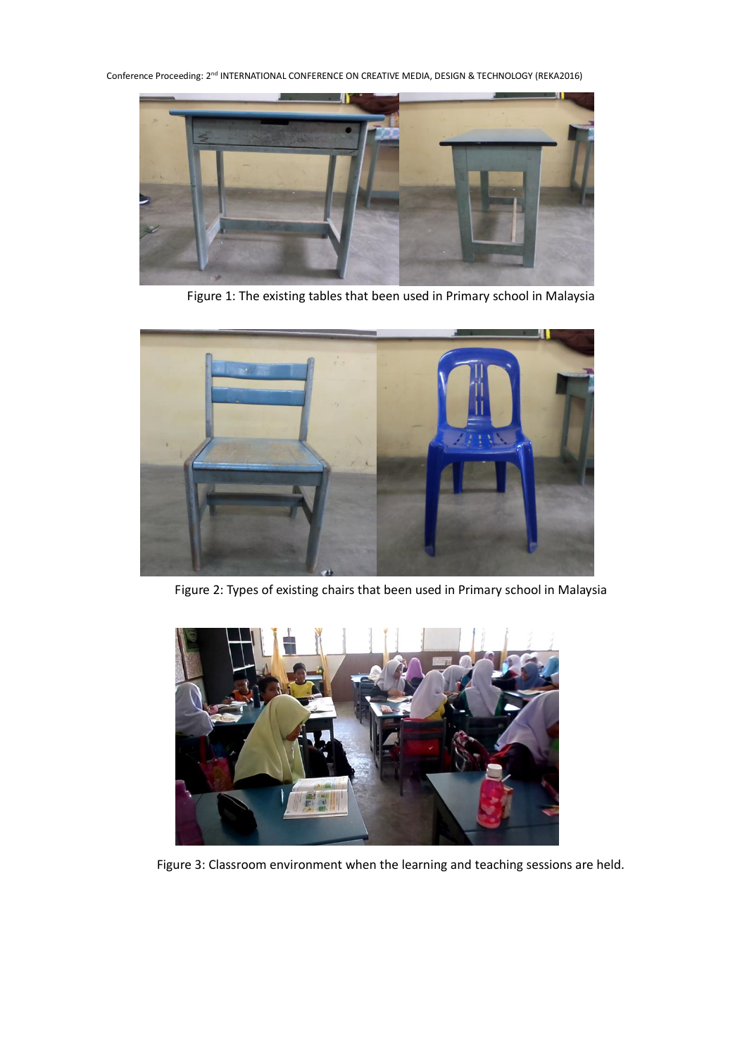Figure 1: The existing tables that been used in Primary school in Malaysia

Figure 2: Types of existing chairs that been used in Primary school in Malaysia

Figure 3: Classroom environment when the learning and teaching sessions are held.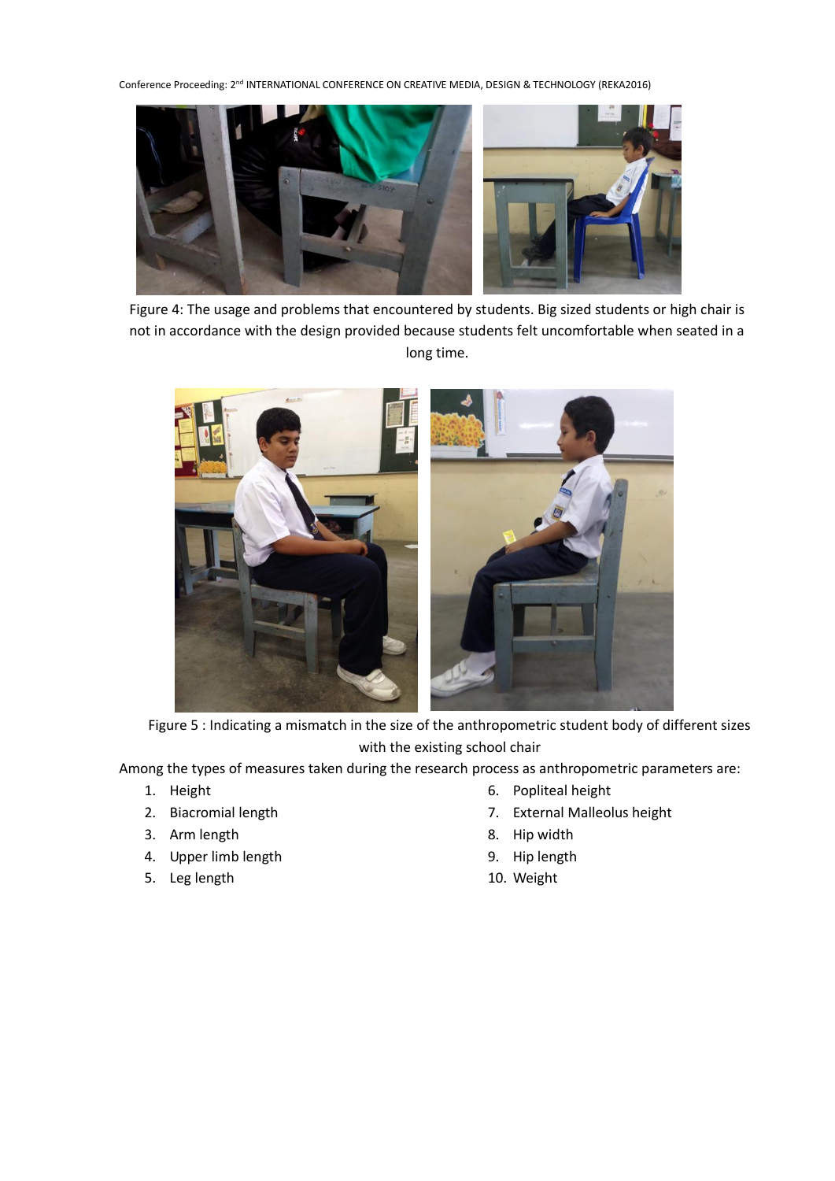Figure 4: The usage and problems that encountered by students. Big sized students or high chair is not in accordance with the design provided because students felt uncomfortable when seated in a long time.

Figure 5 : Indicating a mismatch in the size of the anthropometric student body of different sizes with the existing school chair

Among the types of measures taken during the research process as anthropometric parameters are:

1. Height
2. Biacromial length
3. Arm length
4. Upper limb length
5. Leg length
6. Popliteal height
7. External Malleolus height
8. Hip width
9. Hip length
10. Weight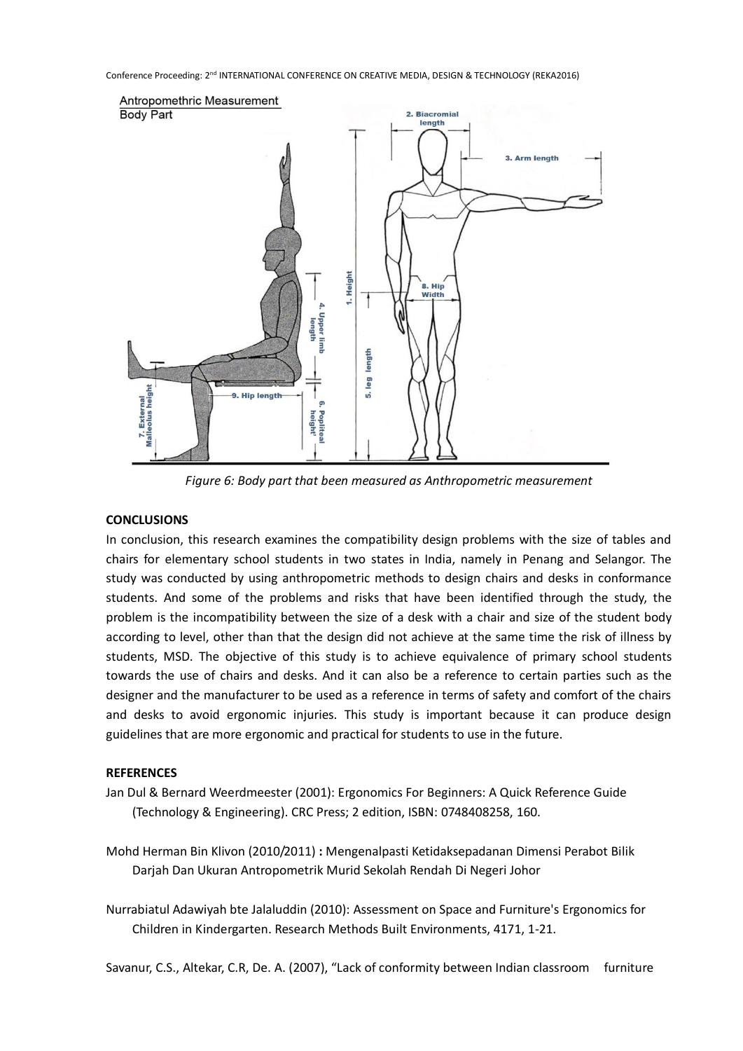Antropomethric Measurement
Body Part

*Figure 6: Body part that been measured as Anthropometric measurement*

## CONCLUSIONS

In conclusion, this research examines the compatibility design problems with the size of tables and chairs for elementary school students in two states in India, namely in Penang and Selangor. The study was conducted by using anthropometric methods to design chairs and desks in conformance students. And some of the problems and risks that have been identified through the study, the problem is the incompatibility between the size of a desk with a chair and size of the student body according to level, other than that the design did not achieve at the same time the risk of illness by students, MSD. The objective of this study is to achieve equivalence of primary school students towards the use of chairs and desks. And it can also be a reference to certain parties such as the designer and the manufacturer to be used as a reference in terms of safety and comfort of the chairs and desks to avoid ergonomic injuries. This study is important because it can produce design guidelines that are more ergonomic and practical for students to use in the future.

## REFERENCES

Jan Dul & Bernard Weerdmeester (2001): Ergonomics For Beginners: A Quick Reference Guide (Technology & Engineering). CRC Press; 2 edition, ISBN: 0748408258, 160.

Mohd Herman Bin Klivon (2010/2011) **:** Mengenalpasti Ketidaksepadanan Dimensi Perabot Bilik Darjah Dan Ukuran Antropometrik Murid Sekolah Rendah Di Negeri Johor

Nurrabiatul Adawiyah bte Jalaluddin (2010): Assessment on Space and Furniture's Ergonomics for Children in Kindergarten. Research Methods Built Environments, 4171, 1-21.

Savanur, C.S., Altekar, C.R, De. A. (2007), "Lack of conformity between Indian classroom furniture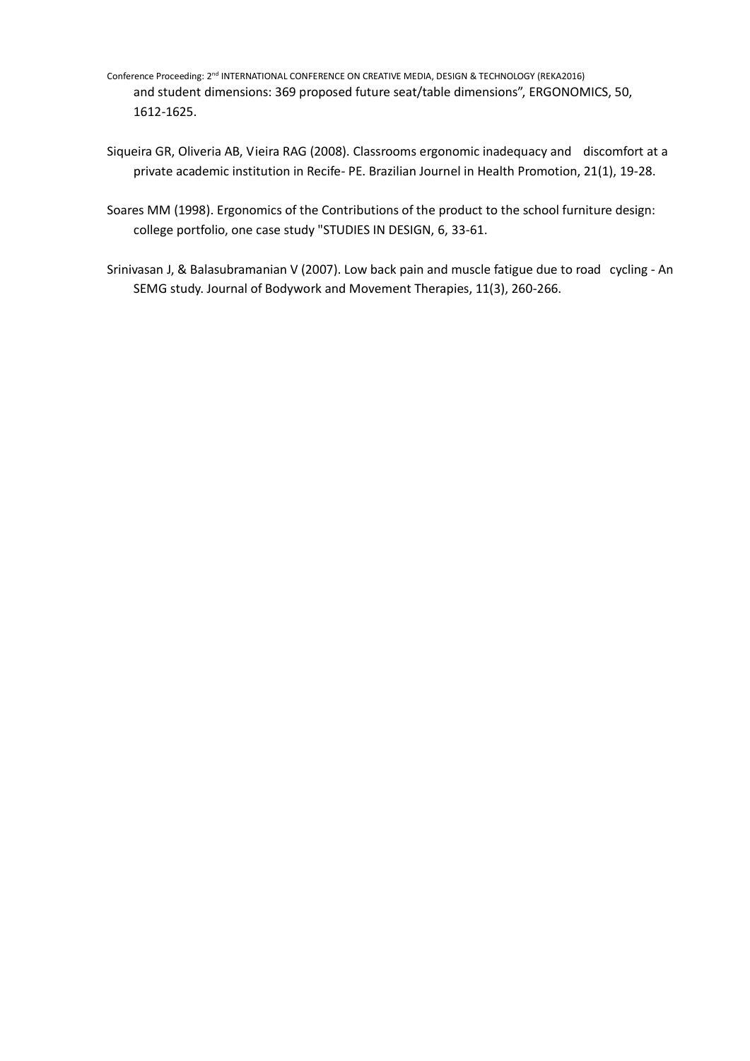and student dimensions: 369 proposed future seat/table dimensions", ERGONOMICS, 50, 1612-1625.

Siqueira GR, Oliveria AB, Vieira RAG (2008). Classrooms ergonomic inadequacy and discomfort at a private academic institution in Recife- PE. Brazilian Journel in Health Promotion, 21(1), 19-28.

Soares MM (1998). Ergonomics of the Contributions of the product to the school furniture design: college portfolio, one case study "STUDIES IN DESIGN, 6, 33-61.

Srinivasan J, & Balasubramanian V (2007). Low back pain and muscle fatigue due to road cycling - An SEMG study. Journal of Bodywork and Movement Therapies, 11(3), 260-266.